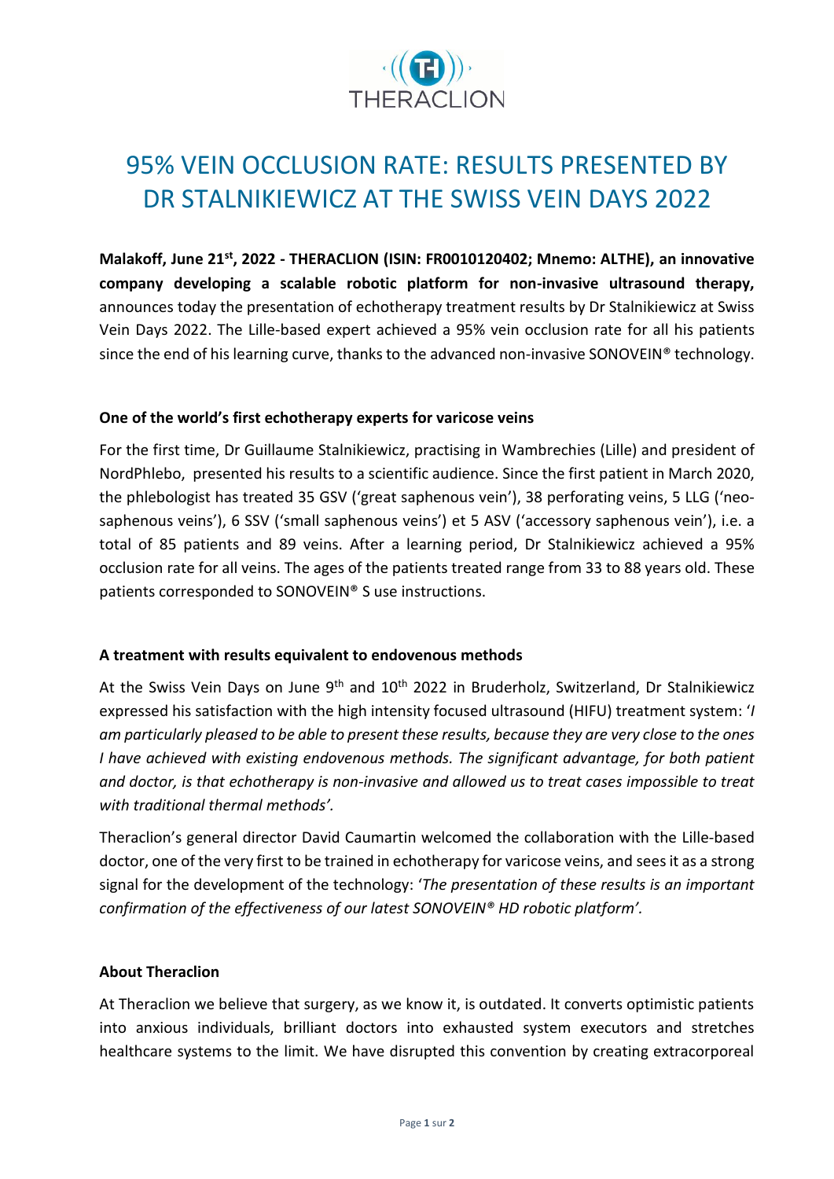# 95% VEIN OCCLUSION RATE: RESULTS PRESENTED BY DR STALNIKIEWICZ AT THE SWISS VEIN DAYS 2022

**Malakoff, June 21st, 2022 - THERACLION (ISIN: FR0010120402; Mnemo: ALTHE), an innovative company developing a scalable robotic platform for non-invasive ultrasound therapy,** announces today the presentation of echotherapy treatment results by Dr Stalnikiewicz at Swiss Vein Days 2022. The Lille-based expert achieved a 95% vein occlusion rate for all his patients since the end of his learning curve, thanks to the advanced non-invasive SONOVEIN® technology.

**One of the world's first echotherapy experts for varicose veins**

For the first time, Dr Guillaume Stalnikiewicz, practising in Wambrechies (Lille) and president of NordPhlebo, presented his results to a scientific audience. Since the first patient in March 2020, the phlebologist has treated 35 GSV ('great saphenous vein'), 38 perforating veins, 5 LLG ('neo-saphenous veins'), 6 SSV ('small saphenous veins') et 5 ASV ('accessory saphenous vein'), i.e. a total of 85 patients and 89 veins. After a learning period, Dr Stalnikiewicz achieved a 95% occlusion rate for all veins. The ages of the patients treated range from 33 to 88 years old. These patients corresponded to SONOVEIN® S use instructions.

**A treatment with results equivalent to endovenous methods**

At the Swiss Vein Days on June 9th and 10th 2022 in Bruderholz, Switzerland, Dr Stalnikiewicz expressed his satisfaction with the high intensity focused ultrasound (HIFU) treatment system: '*I am particularly pleased to be able to present these results, because they are very close to the ones I have achieved with existing endovenous methods. The significant advantage, for both patient and doctor, is that echotherapy is non-invasive and allowed us to treat cases impossible to treat with traditional thermal methods'.*

Theraclion's general director David Caumartin welcomed the collaboration with the Lille-based doctor, one of the very first to be trained in echotherapy for varicose veins, and sees it as a strong signal for the development of the technology: '*The presentation of these results is an important confirmation of the effectiveness of our latest SONOVEIN® HD robotic platform'.*

**About Theraclion**

At Theraclion we believe that surgery, as we know it, is outdated. It converts optimistic patients into anxious individuals, brilliant doctors into exhausted system executors and stretches healthcare systems to the limit. We have disrupted this convention by creating extracorporeal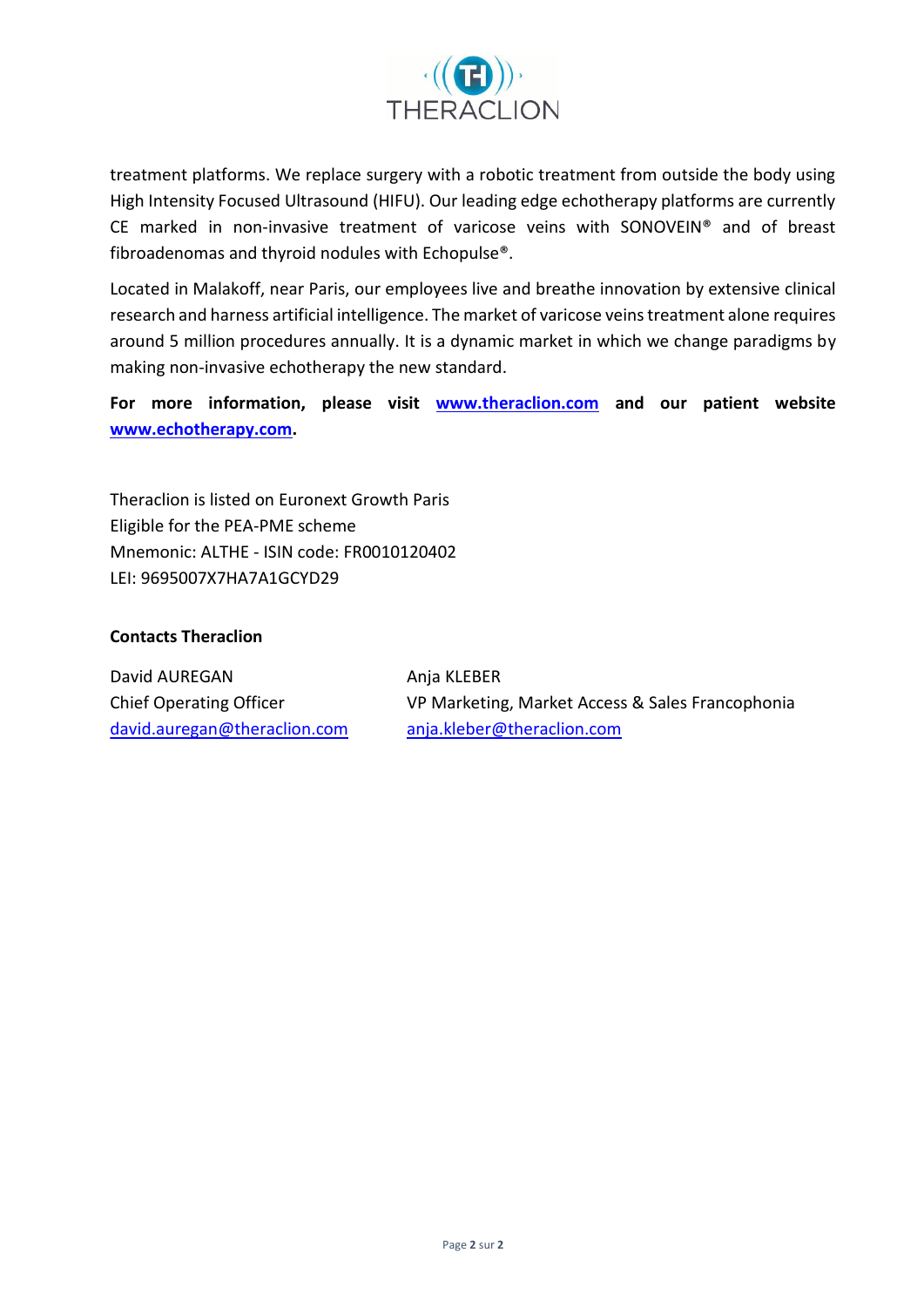treatment platforms. We replace surgery with a robotic treatment from outside the body using High Intensity Focused Ultrasound (HIFU). Our leading edge echotherapy platforms are currently CE marked in non-invasive treatment of varicose veins with SONOVEIN® and of breast fibroadenomas and thyroid nodules with Echopulse®.

Located in Malakoff, near Paris, our employees live and breathe innovation by extensive clinical research and harness artificial intelligence. The market of varicose veins treatment alone requires around 5 million procedures annually. It is a dynamic market in which we change paradigms by making non-invasive echotherapy the new standard.

**For more information, please visit [www.theraclion.com](http://www.theraclion.com) and our patient website [www.echotherapy.com](http://www.echotherapy.com).**

Theraclion is listed on Euronext Growth Paris
Eligible for the PEA-PME scheme
Mnemonic: ALTHE - ISIN code: FR0010120402
LEI: 9695007X7HA7A1GCYD29

**Contacts Theraclion**

David AUREGAN
Chief Operating Officer
david.auregan@theraclion.com

Anja KLEBER
VP Marketing, Market Access & Sales Francophonia
anja.kleber@theraclion.com